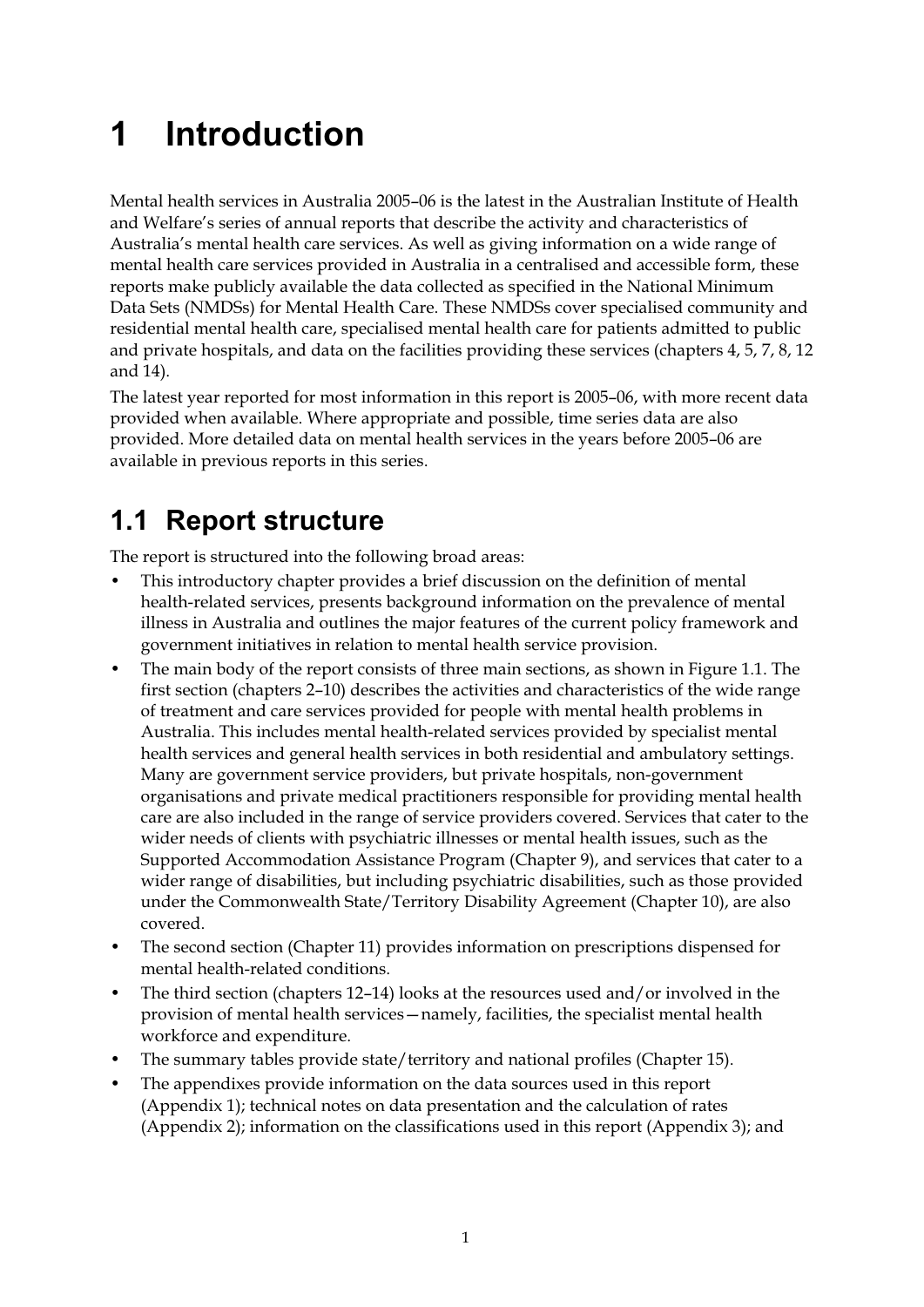# 1 Introduction

Mental health services in Australia 2005–06 is the latest in the Australian Institute of Health and Welfare's series of annual reports that describe the activity and characteristics of Australia's mental health care services. As well as giving information on a wide range of mental health care services provided in Australia in a centralised and accessible form, these reports make publicly available the data collected as specified in the National Minimum Data Sets (NMDSs) for Mental Health Care. These NMDSs cover specialised community and residential mental health care, specialised mental health care for patients admitted to public and private hospitals, and data on the facilities providing these services (chapters 4, 5, 7, 8, 12 and 14).

The latest year reported for most information in this report is 2005–06, with more recent data provided when available. Where appropriate and possible, time series data are also provided. More detailed data on mental health services in the years before 2005–06 are available in previous reports in this series.

## 1.1 Report structure

The report is structured into the following broad areas:

- This introductory chapter provides a brief discussion on the definition of mental health-related services, presents background information on the prevalence of mental illness in Australia and outlines the major features of the current policy framework and government initiatives in relation to mental health service provision.
- The main body of the report consists of three main sections, as shown in Figure 1.1. The first section (chapters 2–10) describes the activities and characteristics of the wide range of treatment and care services provided for people with mental health problems in Australia. This includes mental health-related services provided by specialist mental health services and general health services in both residential and ambulatory settings. Many are government service providers, but private hospitals, non-government organisations and private medical practitioners responsible for providing mental health care are also included in the range of service providers covered. Services that cater to the wider needs of clients with psychiatric illnesses or mental health issues, such as the Supported Accommodation Assistance Program (Chapter 9), and services that cater to a wider range of disabilities, but including psychiatric disabilities, such as those provided under the Commonwealth State/Territory Disability Agreement (Chapter 10), are also covered.
- The second section (Chapter 11) provides information on prescriptions dispensed for mental health-related conditions.
- The third section (chapters 12–14) looks at the resources used and/or involved in the provision of mental health services—namely, facilities, the specialist mental health workforce and expenditure.
- The summary tables provide state/territory and national profiles (Chapter 15).
- The appendixes provide information on the data sources used in this report (Appendix 1); technical notes on data presentation and the calculation of rates (Appendix 2); information on the classifications used in this report (Appendix 3); and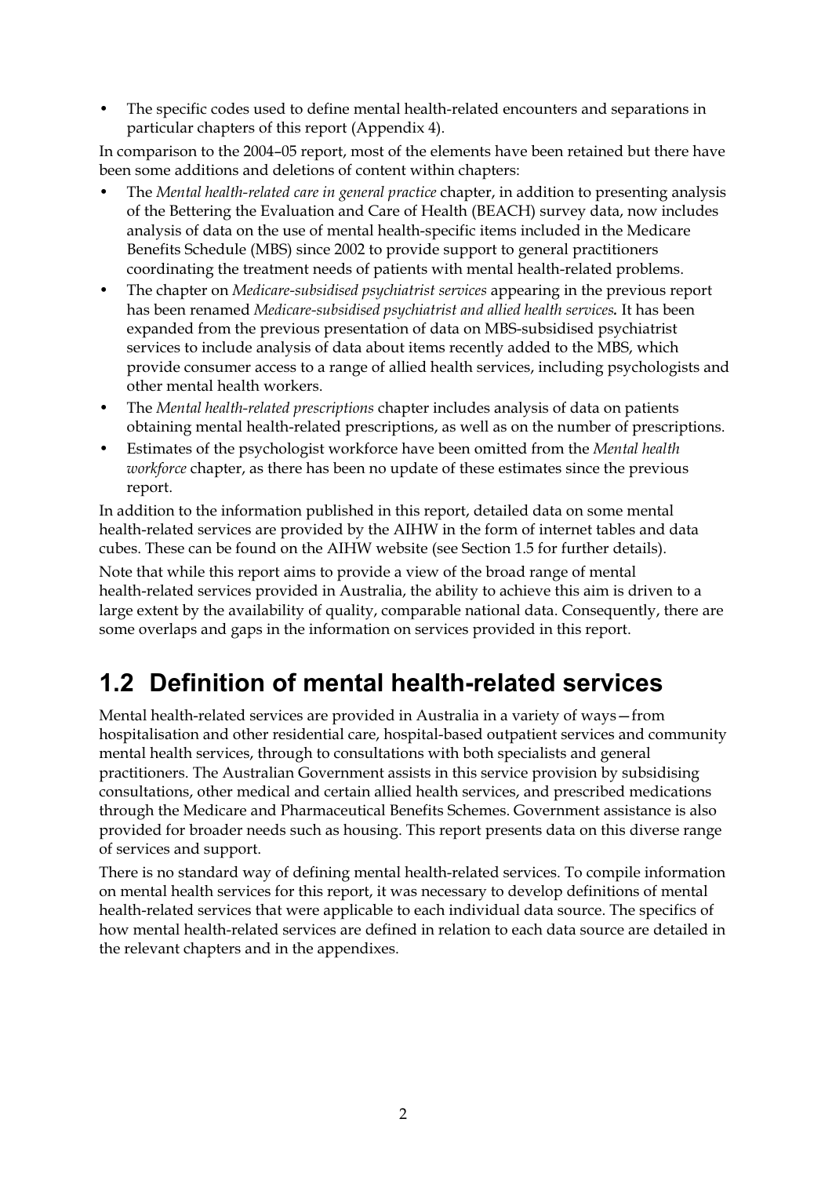- The specific codes used to define mental health-related encounters and separations in particular chapters of this report (Appendix 4).

In comparison to the 2004–05 report, most of the elements have been retained but there have been some additions and deletions of content within chapters:

- The *Mental health-related care in general practice* chapter, in addition to presenting analysis of the Bettering the Evaluation and Care of Health (BEACH) survey data, now includes analysis of data on the use of mental health-specific items included in the Medicare Benefits Schedule (MBS) since 2002 to provide support to general practitioners coordinating the treatment needs of patients with mental health-related problems.
- The chapter on *Medicare-subsidised psychiatrist services* appearing in the previous report has been renamed *Medicare-subsidised psychiatrist and allied health services*. It has been expanded from the previous presentation of data on MBS-subsidised psychiatrist services to include analysis of data about items recently added to the MBS, which provide consumer access to a range of allied health services, including psychologists and other mental health workers.
- The *Mental health-related prescriptions* chapter includes analysis of data on patients obtaining mental health-related prescriptions, as well as on the number of prescriptions.
- Estimates of the psychologist workforce have been omitted from the *Mental health workforce* chapter, as there has been no update of these estimates since the previous report.

In addition to the information published in this report, detailed data on some mental health-related services are provided by the AIHW in the form of internet tables and data cubes. These can be found on the AIHW website (see Section 1.5 for further details).

Note that while this report aims to provide a view of the broad range of mental health-related services provided in Australia, the ability to achieve this aim is driven to a large extent by the availability of quality, comparable national data. Consequently, there are some overlaps and gaps in the information on services provided in this report.

## 1.2 Definition of mental health-related services

Mental health-related services are provided in Australia in a variety of ways—from hospitalisation and other residential care, hospital-based outpatient services and community mental health services, through to consultations with both specialists and general practitioners. The Australian Government assists in this service provision by subsidising consultations, other medical and certain allied health services, and prescribed medications through the Medicare and Pharmaceutical Benefits Schemes. Government assistance is also provided for broader needs such as housing. This report presents data on this diverse range of services and support.

There is no standard way of defining mental health-related services. To compile information on mental health services for this report, it was necessary to develop definitions of mental health-related services that were applicable to each individual data source. The specifics of how mental health-related services are defined in relation to each data source are detailed in the relevant chapters and in the appendixes.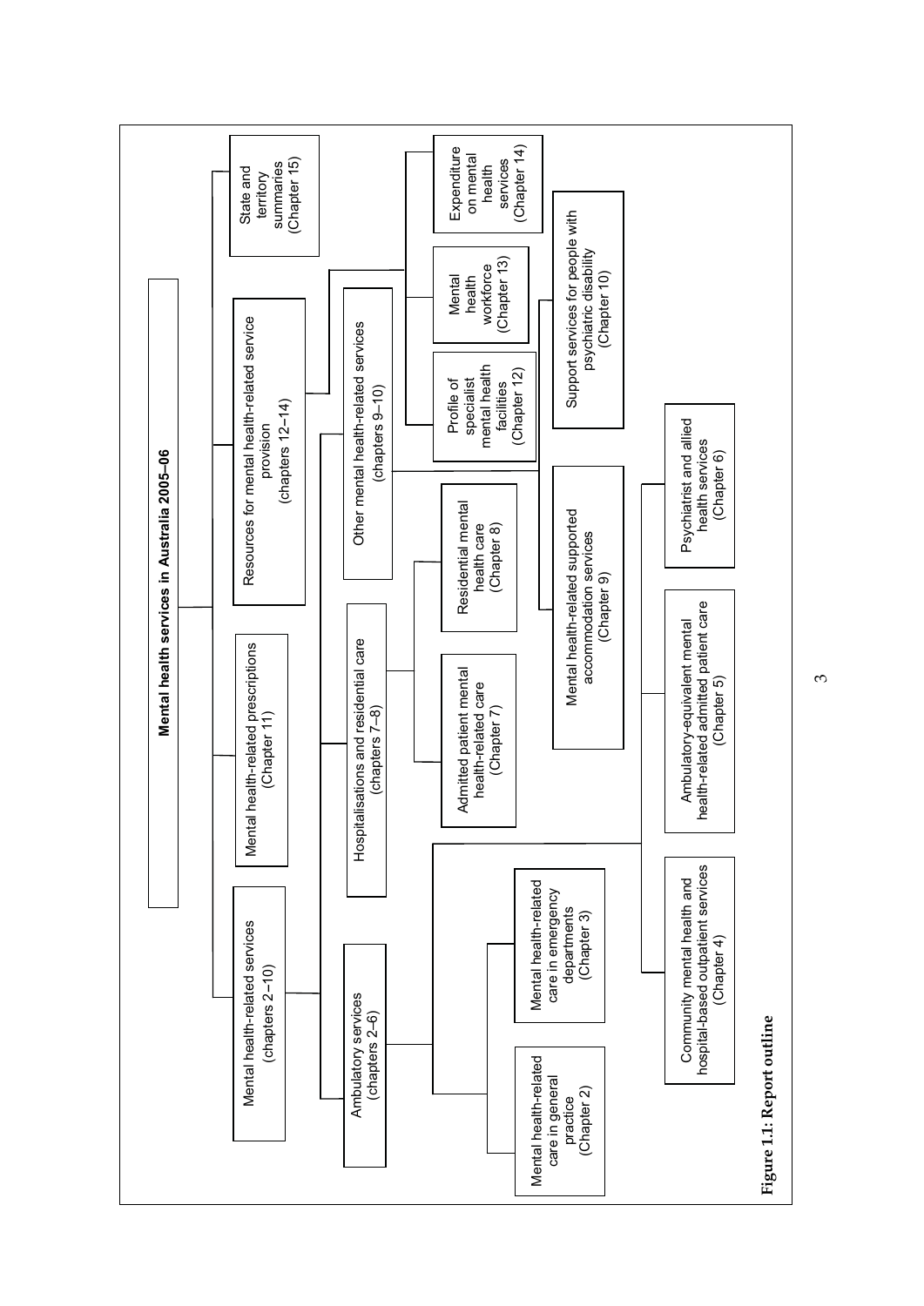Mental health services in Australia 2005–06

Mental health-related services (chapters 2–10)

Mental health-related prescriptions (Chapter 11)

Resources for mental health-related service provision (chapters 12–14)

State and territory summaries (Chapter 15)

Ambulatory services (chapters 2–6)

Hospitalisations and residential care (chapters 7–8)

Other mental health-related services (chapters 9–10)

Profile of specialist mental health facilities (Chapter 12)

Mental health workforce (Chapter 13)

Expenditure on mental health services (Chapter 14)

Mental health-related care in general practice (Chapter 2)

Mental health-related care in emergency departments (Chapter 3)

Admitted patient mental health-related care (Chapter 7)

Residential mental health care (Chapter 8)

Mental health-related supported accommodation services (Chapter 9)

Support services for people with psychiatric disability (Chapter 10)

Community mental health and hospital-based outpatient services (Chapter 4)

Ambulatory-equivalent mental health-related admitted patient care (Chapter 5)

Psychiatrist and allied health services (Chapter 6)

**Figure 1.1: Report outline**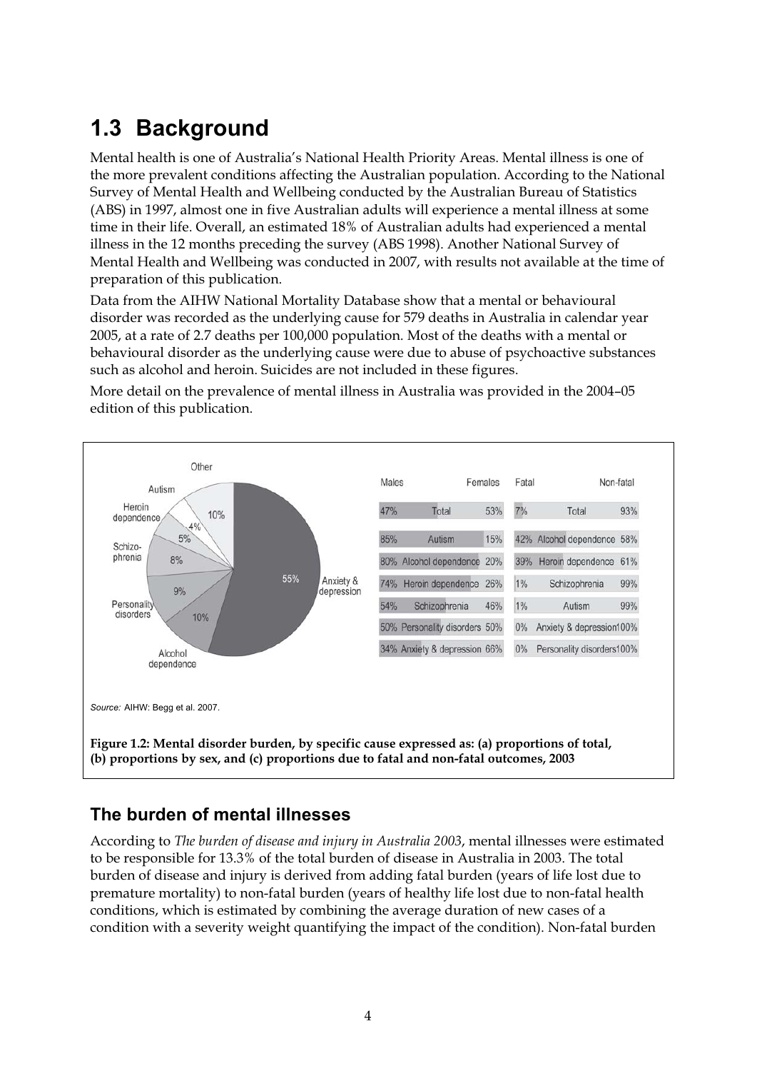# 1.3 Background

Mental health is one of Australia's National Health Priority Areas. Mental illness is one of the more prevalent conditions affecting the Australian population. According to the National Survey of Mental Health and Wellbeing conducted by the Australian Bureau of Statistics (ABS) in 1997, almost one in five Australian adults will experience a mental illness at some time in their life. Overall, an estimated 18% of Australian adults had experienced a mental illness in the 12 months preceding the survey (ABS 1998). Another National Survey of Mental Health and Wellbeing was conducted in 2007, with results not available at the time of preparation of this publication.

Data from the AIHW National Mortality Database show that a mental or behavioural disorder was recorded as the underlying cause for 579 deaths in Australia in calendar year 2005, at a rate of 2.7 deaths per 100,000 population. Most of the deaths with a mental or behavioural disorder as the underlying cause were due to abuse of psychoactive substances such as alcohol and heroin. Suicides are not included in these figures.

More detail on the prevalence of mental illness in Australia was provided in the 2004–05 edition of this publication.

Other
Autism
Heroin dependence
Schizophrenia
Personality disorders
Alcohol dependence
Anxiety & depression
10%
4%
5%
8%
9%
10%
55%

Males Females
47% Total 53%
85% Autism 15%
80% Alcohol dependence 20%
74% Heroin dependence 26%
54% Schizophrenia 46%
50% Personality disorders 50%
34% Anxiety & depression 66%

Fatal Non-fatal
7% Total 93%
42% Alcohol dependence 58%
39% Heroin dependence 61%
1% Schizophrenia 99%
1% Autism 99%
0% Anxiety & depression 100%
0% Personality disorders 100%

*Source:* AIHW: Begg et al. 2007.

**Figure 1.2: Mental disorder burden, by specific cause expressed as: (a) proportions of total, (b) proportions by sex, and (c) proportions due to fatal and non-fatal outcomes, 2003**

## The burden of mental illnesses

According to *The burden of disease and injury in Australia 2003*, mental illnesses were estimated to be responsible for 13.3% of the total burden of disease in Australia in 2003. The total burden of disease and injury is derived from adding fatal burden (years of life lost due to premature mortality) to non-fatal burden (years of healthy life lost due to non-fatal health conditions, which is estimated by combining the average duration of new cases of a condition with a severity weight quantifying the impact of the condition). Non-fatal burden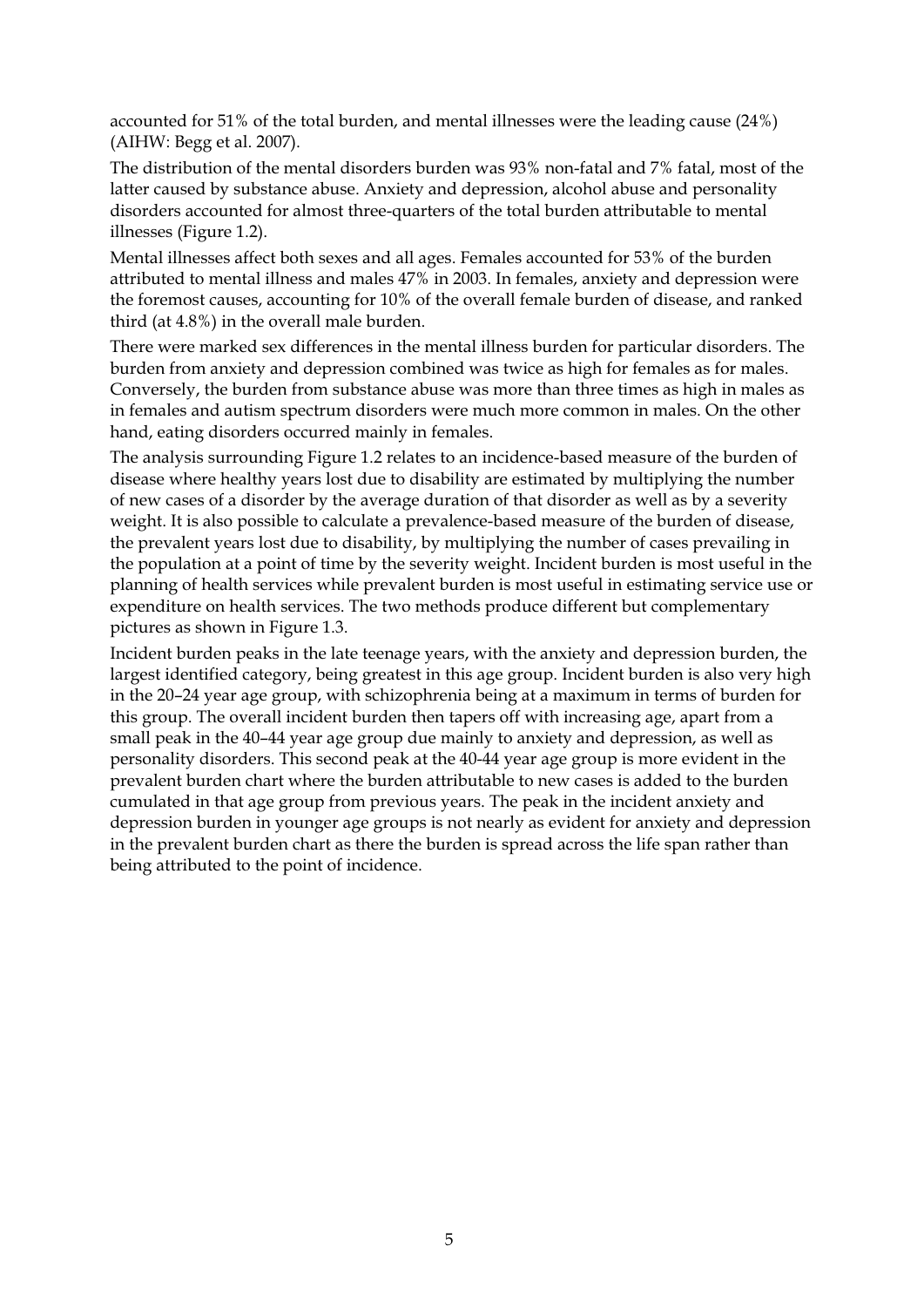accounted for 51% of the total burden, and mental illnesses were the leading cause (24%) (AIHW: Begg et al. 2007).

The distribution of the mental disorders burden was 93% non-fatal and 7% fatal, most of the latter caused by substance abuse. Anxiety and depression, alcohol abuse and personality disorders accounted for almost three-quarters of the total burden attributable to mental illnesses (Figure 1.2).

Mental illnesses affect both sexes and all ages. Females accounted for 53% of the burden attributed to mental illness and males 47% in 2003. In females, anxiety and depression were the foremost causes, accounting for 10% of the overall female burden of disease, and ranked third (at 4.8%) in the overall male burden.

There were marked sex differences in the mental illness burden for particular disorders. The burden from anxiety and depression combined was twice as high for females as for males. Conversely, the burden from substance abuse was more than three times as high in males as in females and autism spectrum disorders were much more common in males. On the other hand, eating disorders occurred mainly in females.

The analysis surrounding Figure 1.2 relates to an incidence-based measure of the burden of disease where healthy years lost due to disability are estimated by multiplying the number of new cases of a disorder by the average duration of that disorder as well as by a severity weight. It is also possible to calculate a prevalence-based measure of the burden of disease, the prevalent years lost due to disability, by multiplying the number of cases prevailing in the population at a point of time by the severity weight. Incident burden is most useful in the planning of health services while prevalent burden is most useful in estimating service use or expenditure on health services. The two methods produce different but complementary pictures as shown in Figure 1.3.

Incident burden peaks in the late teenage years, with the anxiety and depression burden, the largest identified category, being greatest in this age group. Incident burden is also very high in the 20–24 year age group, with schizophrenia being at a maximum in terms of burden for this group. The overall incident burden then tapers off with increasing age, apart from a small peak in the 40–44 year age group due mainly to anxiety and depression, as well as personality disorders. This second peak at the 40-44 year age group is more evident in the prevalent burden chart where the burden attributable to new cases is added to the burden cumulated in that age group from previous years. The peak in the incident anxiety and depression burden in younger age groups is not nearly as evident for anxiety and depression in the prevalent burden chart as there the burden is spread across the life span rather than being attributed to the point of incidence.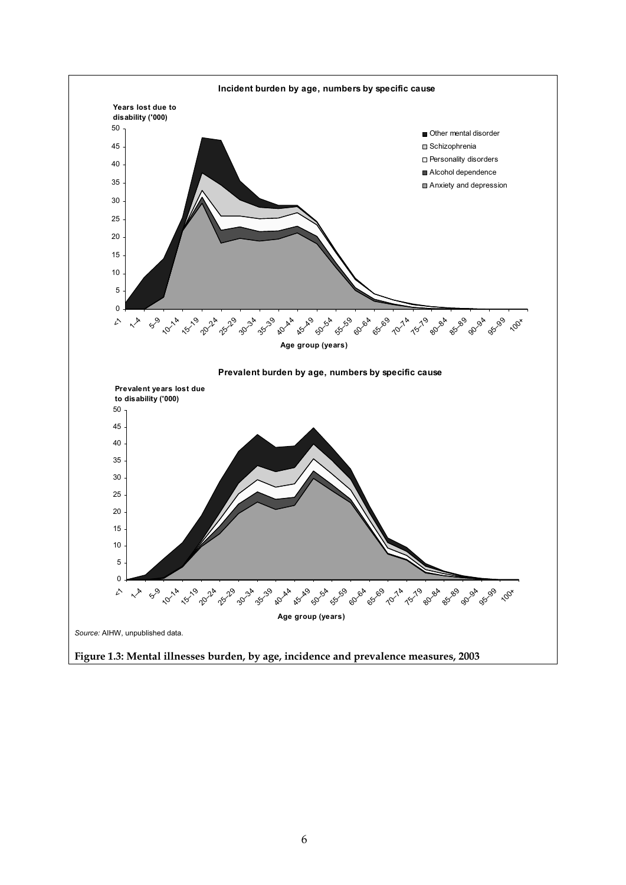Incident burden by age, numbers by specific cause

Years lost due to disability ('000)

50
45
40
35
30
25
20
15
10
5
0

<1
1–4
5–9
10–14
15–19
20–24
25–29
30–34
35–39
40–44
45–49
50–54
55–59
60–64
65–69
70–74
75–79
80–84
85–89
90–94
95–99
100+

Age group (years)

Other mental disorder
Schizophrenia
Personality disorders
Alcohol dependence
Anxiety and depression

Prevalent burden by age, numbers by specific cause

Prevalent years lost due to disability ('000)

50
45
40
35
30
25
20
15
10
5
0

<1
1–4
5–9
10–14
15–19
20–24
25–29
30–34
35–39
40–44
45–49
50–54
55–59
60–64
65–69
70–74
75–79
80–84
85–89
90–94
95–99
100+

Age group (years)

*Source:* AIHW, unpublished data.

**Figure 1.3: Mental illnesses burden, by age, incidence and prevalence measures, 2003**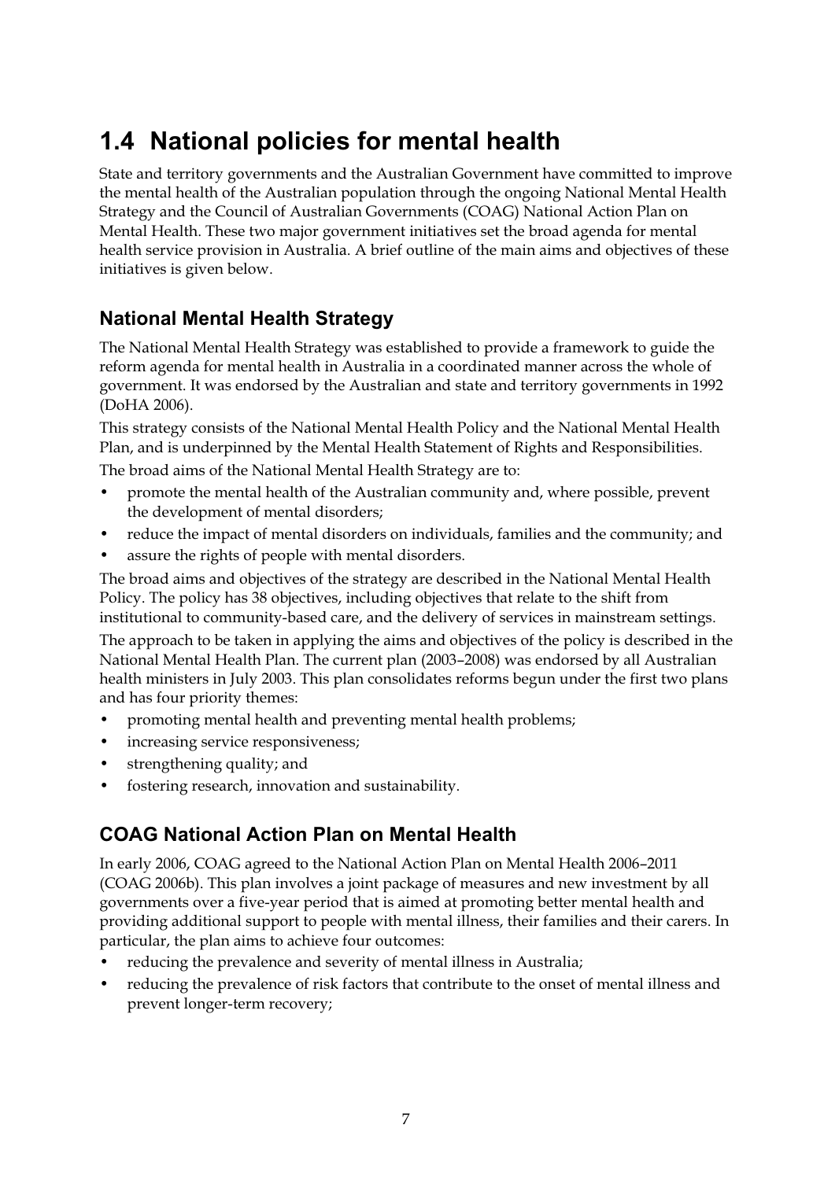## 1.4 National policies for mental health

State and territory governments and the Australian Government have committed to improve the mental health of the Australian population through the ongoing National Mental Health Strategy and the Council of Australian Governments (COAG) National Action Plan on Mental Health. These two major government initiatives set the broad agenda for mental health service provision in Australia. A brief outline of the main aims and objectives of these initiatives is given below.

### National Mental Health Strategy

The National Mental Health Strategy was established to provide a framework to guide the reform agenda for mental health in Australia in a coordinated manner across the whole of government. It was endorsed by the Australian and state and territory governments in 1992 (DoHA 2006).

This strategy consists of the National Mental Health Policy and the National Mental Health Plan, and is underpinned by the Mental Health Statement of Rights and Responsibilities.

The broad aims of the National Mental Health Strategy are to:

- promote the mental health of the Australian community and, where possible, prevent the development of mental disorders;
- reduce the impact of mental disorders on individuals, families and the community; and
- assure the rights of people with mental disorders.

The broad aims and objectives of the strategy are described in the National Mental Health Policy. The policy has 38 objectives, including objectives that relate to the shift from institutional to community-based care, and the delivery of services in mainstream settings.

The approach to be taken in applying the aims and objectives of the policy is described in the National Mental Health Plan. The current plan (2003–2008) was endorsed by all Australian health ministers in July 2003. This plan consolidates reforms begun under the first two plans and has four priority themes:

- promoting mental health and preventing mental health problems;
- increasing service responsiveness;
- strengthening quality; and
- fostering research, innovation and sustainability.

### COAG National Action Plan on Mental Health

In early 2006, COAG agreed to the National Action Plan on Mental Health 2006–2011 (COAG 2006b). This plan involves a joint package of measures and new investment by all governments over a five-year period that is aimed at promoting better mental health and providing additional support to people with mental illness, their families and their carers. In particular, the plan aims to achieve four outcomes:

- reducing the prevalence and severity of mental illness in Australia;
- reducing the prevalence of risk factors that contribute to the onset of mental illness and prevent longer-term recovery;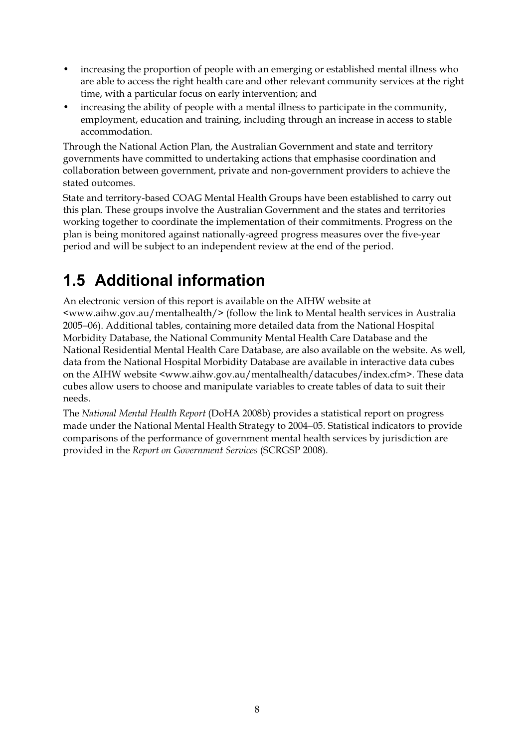- increasing the proportion of people with an emerging or established mental illness who are able to access the right health care and other relevant community services at the right time, with a particular focus on early intervention; and
- increasing the ability of people with a mental illness to participate in the community, employment, education and training, including through an increase in access to stable accommodation.

Through the National Action Plan, the Australian Government and state and territory governments have committed to undertaking actions that emphasise coordination and collaboration between government, private and non-government providers to achieve the stated outcomes.

State and territory-based COAG Mental Health Groups have been established to carry out this plan. These groups involve the Australian Government and the states and territories working together to coordinate the implementation of their commitments. Progress on the plan is being monitored against nationally-agreed progress measures over the five-year period and will be subject to an independent review at the end of the period.

## 1.5 Additional information

An electronic version of this report is available on the AIHW website at <www.aihw.gov.au/mentalhealth/> (follow the link to Mental health services in Australia 2005–06). Additional tables, containing more detailed data from the National Hospital Morbidity Database, the National Community Mental Health Care Database and the National Residential Mental Health Care Database, are also available on the website. As well, data from the National Hospital Morbidity Database are available in interactive data cubes on the AIHW website <www.aihw.gov.au/mentalhealth/datacubes/index.cfm>. These data cubes allow users to choose and manipulate variables to create tables of data to suit their needs.

The *National Mental Health Report* (DoHA 2008b) provides a statistical report on progress made under the National Mental Health Strategy to 2004–05. Statistical indicators to provide comparisons of the performance of government mental health services by jurisdiction are provided in the *Report on Government Services* (SCRGSP 2008).